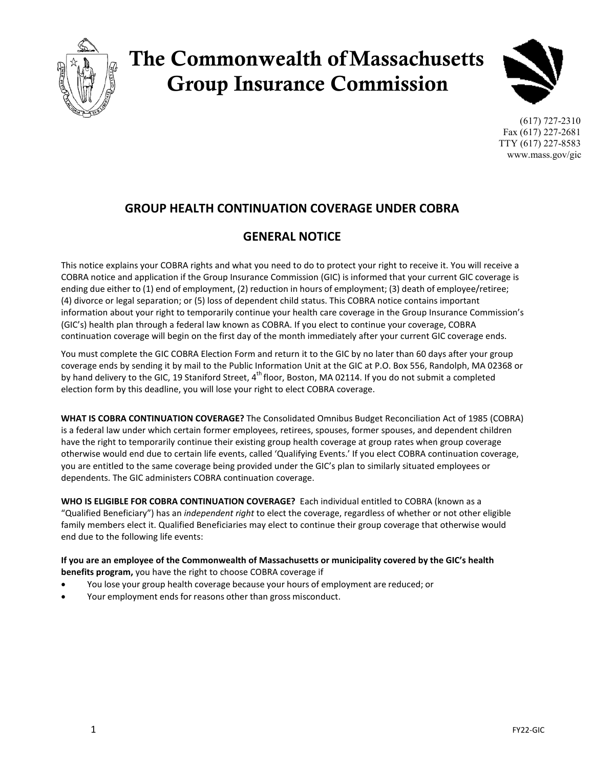# The Commonwealth of Massachusetts Group Insurance Commission

(617) 727-2310
Fax (617) 227-2681
TTY (617) 227-8583
www.mass.gov/gic

## GROUP HEALTH CONTINUATION COVERAGE UNDER COBRA

## GENERAL NOTICE

This notice explains your COBRA rights and what you need to do to protect your right to receive it. You will receive a COBRA notice and application if the Group Insurance Commission (GIC) is informed that your current GIC coverage is ending due either to (1) end of employment, (2) reduction in hours of employment; (3) death of employee/retiree; (4) divorce or legal separation; or (5) loss of dependent child status. This COBRA notice contains important information about your right to temporarily continue your health care coverage in the Group Insurance Commission's (GIC's) health plan through a federal law known as COBRA. If you elect to continue your coverage, COBRA continuation coverage will begin on the first day of the month immediately after your current GIC coverage ends.

You must complete the GIC COBRA Election Form and return it to the GIC by no later than 60 days after your group coverage ends by sending it by mail to the Public Information Unit at the GIC at P.O. Box 556, Randolph, MA 02368 or by hand delivery to the GIC, 19 Staniford Street, 4th floor, Boston, MA 02114. If you do not submit a completed election form by this deadline, you will lose your right to elect COBRA coverage.

**WHAT IS COBRA CONTINUATION COVERAGE?** The Consolidated Omnibus Budget Reconciliation Act of 1985 (COBRA) is a federal law under which certain former employees, retirees, spouses, former spouses, and dependent children have the right to temporarily continue their existing group health coverage at group rates when group coverage otherwise would end due to certain life events, called 'Qualifying Events.' If you elect COBRA continuation coverage, you are entitled to the same coverage being provided under the GIC's plan to similarly situated employees or dependents. The GIC administers COBRA continuation coverage.

**WHO IS ELIGIBLE FOR COBRA CONTINUATION COVERAGE?** Each individual entitled to COBRA (known as a "Qualified Beneficiary") has an *independent right* to elect the coverage, regardless of whether or not other eligible family members elect it. Qualified Beneficiaries may elect to continue their group coverage that otherwise would end due to the following life events:

**If you are an employee of the Commonwealth of Massachusetts or municipality covered by the GIC's health benefits program,** you have the right to choose COBRA coverage if

- You lose your group health coverage because your hours of employment are reduced; or
- Your employment ends for reasons other than gross misconduct.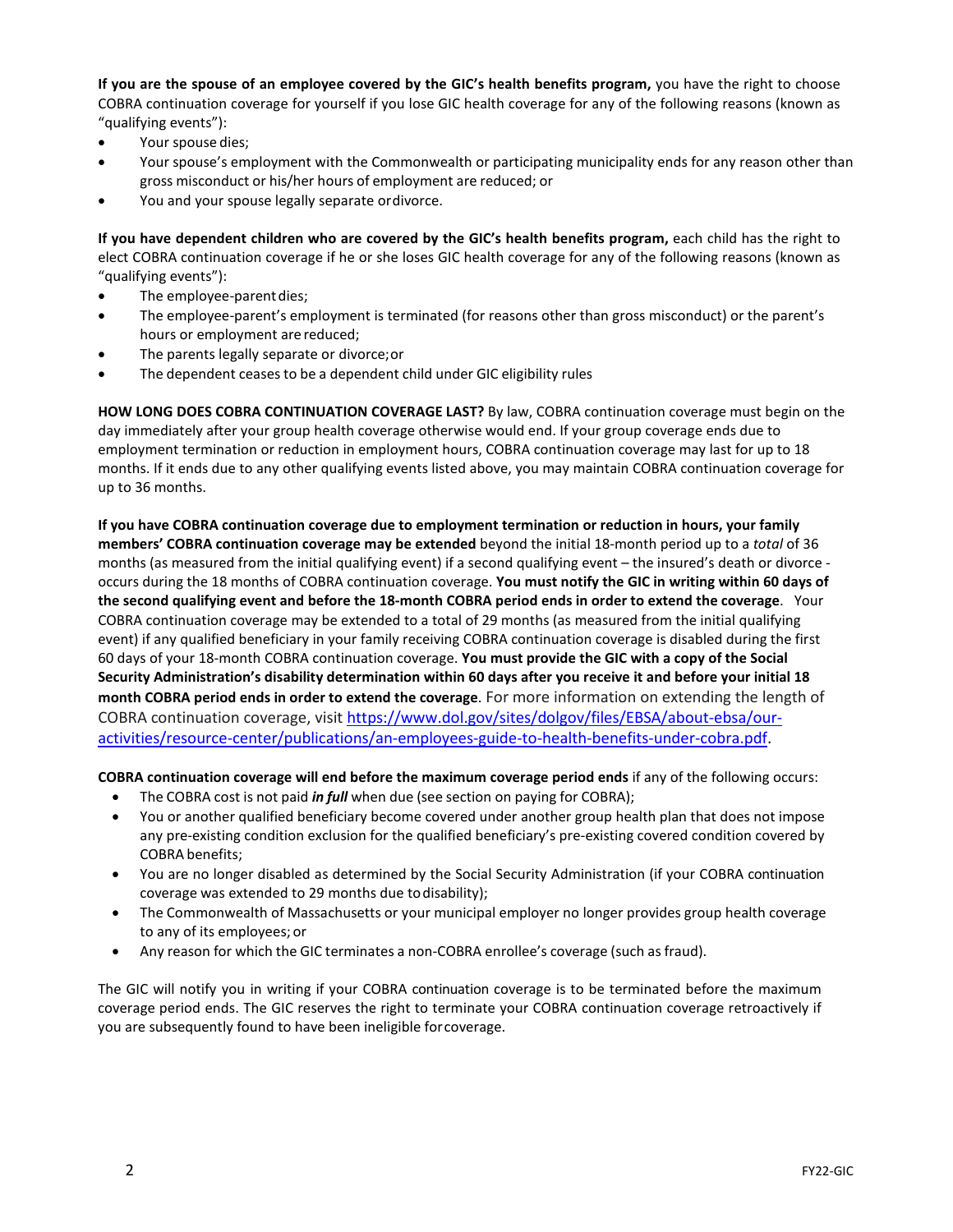**If you are the spouse of an employee covered by the GIC's health benefits program,** you have the right to choose COBRA continuation coverage for yourself if you lose GIC health coverage for any of the following reasons (known as "qualifying events"):

- Your spouse dies;
- Your spouse's employment with the Commonwealth or participating municipality ends for any reason other than gross misconduct or his/her hours of employment are reduced; or
- You and your spouse legally separate or divorce.

**If you have dependent children who are covered by the GIC's health benefits program,** each child has the right to elect COBRA continuation coverage if he or she loses GIC health coverage for any of the following reasons (known as "qualifying events"):

- The employee-parent dies;
- The employee-parent's employment is terminated (for reasons other than gross misconduct) or the parent's hours or employment are reduced;
- The parents legally separate or divorce; or
- The dependent ceases to be a dependent child under GIC eligibility rules

**HOW LONG DOES COBRA CONTINUATION COVERAGE LAST?** By law, COBRA continuation coverage must begin on the day immediately after your group health coverage otherwise would end. If your group coverage ends due to employment termination or reduction in employment hours, COBRA continuation coverage may last for up to 18 months. If it ends due to any other qualifying events listed above, you may maintain COBRA continuation coverage for up to 36 months.

**If you have COBRA continuation coverage due to employment termination or reduction in hours, your family members' COBRA continuation coverage may be extended** beyond the initial 18-month period up to a *total* of 36 months (as measured from the initial qualifying event) if a second qualifying event – the insured's death or divorce - occurs during the 18 months of COBRA continuation coverage. **You must notify the GIC in writing within 60 days of the second qualifying event and before the 18-month COBRA period ends in order to extend the coverage**. Your COBRA continuation coverage may be extended to a total of 29 months (as measured from the initial qualifying event) if any qualified beneficiary in your family receiving COBRA continuation coverage is disabled during the first 60 days of your 18-month COBRA continuation coverage. **You must provide the GIC with a copy of the Social Security Administration's disability determination within 60 days after you receive it and before your initial 18 month COBRA period ends in order to extend the coverage**. For more information on extending the length of COBRA continuation coverage, visit https://www.dol.gov/sites/dolgov/files/EBSA/about-ebsa/our-activities/resource-center/publications/an-employees-guide-to-health-benefits-under-cobra.pdf.

**COBRA continuation coverage will end before the maximum coverage period ends** if any of the following occurs:

- The COBRA cost is not paid ***in full*** when due (see section on paying for COBRA);
- You or another qualified beneficiary become covered under another group health plan that does not impose any pre-existing condition exclusion for the qualified beneficiary's pre-existing covered condition covered by COBRA benefits;
- You are no longer disabled as determined by the Social Security Administration (if your COBRA continuation coverage was extended to 29 months due to disability);
- The Commonwealth of Massachusetts or your municipal employer no longer provides group health coverage to any of its employees; or
- Any reason for which the GIC terminates a non-COBRA enrollee's coverage (such as fraud).

The GIC will notify you in writing if your COBRA continuation coverage is to be terminated before the maximum coverage period ends. The GIC reserves the right to terminate your COBRA continuation coverage retroactively if you are subsequently found to have been ineligible for coverage.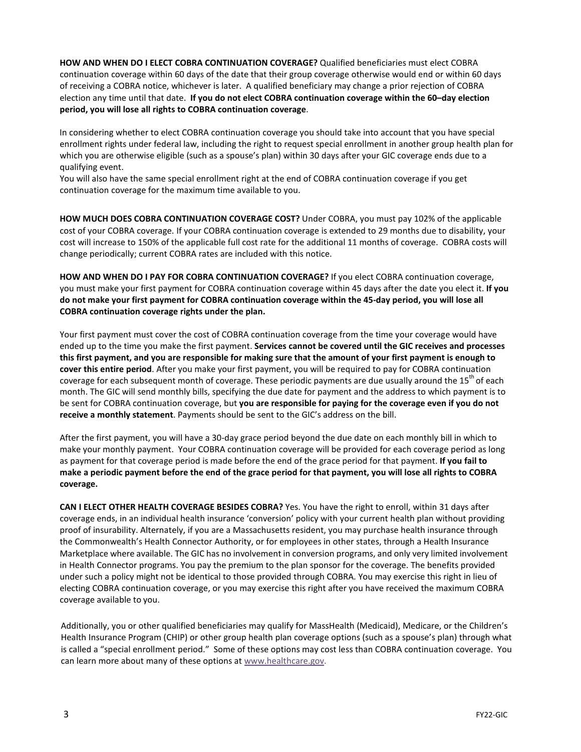**HOW AND WHEN DO I ELECT COBRA CONTINUATION COVERAGE?** Qualified beneficiaries must elect COBRA continuation coverage within 60 days of the date that their group coverage otherwise would end or within 60 days of receiving a COBRA notice, whichever is later. A qualified beneficiary may change a prior rejection of COBRA election any time until that date. **If you do not elect COBRA continuation coverage within the 60–day election period, you will lose all rights to COBRA continuation coverage**.

In considering whether to elect COBRA continuation coverage you should take into account that you have special enrollment rights under federal law, including the right to request special enrollment in another group health plan for which you are otherwise eligible (such as a spouse's plan) within 30 days after your GIC coverage ends due to a qualifying event.
You will also have the same special enrollment right at the end of COBRA continuation coverage if you get continuation coverage for the maximum time available to you.

**HOW MUCH DOES COBRA CONTINUATION COVERAGE COST?** Under COBRA, you must pay 102% of the applicable cost of your COBRA coverage. If your COBRA continuation coverage is extended to 29 months due to disability, your cost will increase to 150% of the applicable full cost rate for the additional 11 months of coverage. COBRA costs will change periodically; current COBRA rates are included with this notice.

**HOW AND WHEN DO I PAY FOR COBRA CONTINUATION COVERAGE?** If you elect COBRA continuation coverage, you must make your first payment for COBRA continuation coverage within 45 days after the date you elect it. **If you do not make your first payment for COBRA continuation coverage within the 45-day period, you will lose all COBRA continuation coverage rights under the plan.**

Your first payment must cover the cost of COBRA continuation coverage from the time your coverage would have ended up to the time you make the first payment. **Services cannot be covered until the GIC receives and processes this first payment, and you are responsible for making sure that the amount of your first payment is enough to cover this entire period**. After you make your first payment, you will be required to pay for COBRA continuation coverage for each subsequent month of coverage. These periodic payments are due usually around the 15th of each month. The GIC will send monthly bills, specifying the due date for payment and the address to which payment is to be sent for COBRA continuation coverage, but **you are responsible for paying for the coverage even if you do not receive a monthly statement**. Payments should be sent to the GIC's address on the bill.

After the first payment, you will have a 30-day grace period beyond the due date on each monthly bill in which to make your monthly payment. Your COBRA continuation coverage will be provided for each coverage period as long as payment for that coverage period is made before the end of the grace period for that payment. **If you fail to make a periodic payment before the end of the grace period for that payment, you will lose all rights to COBRA coverage.**

**CAN I ELECT OTHER HEALTH COVERAGE BESIDES COBRA?** Yes. You have the right to enroll, within 31 days after coverage ends, in an individual health insurance 'conversion' policy with your current health plan without providing proof of insurability. Alternately, if you are a Massachusetts resident, you may purchase health insurance through the Commonwealth's Health Connector Authority, or for employees in other states, through a Health Insurance Marketplace where available. The GIC has no involvement in conversion programs, and only very limited involvement in Health Connector programs. You pay the premium to the plan sponsor for the coverage. The benefits provided under such a policy might not be identical to those provided through COBRA. You may exercise this right in lieu of electing COBRA continuation coverage, or you may exercise this right after you have received the maximum COBRA coverage available to you.

Additionally, you or other qualified beneficiaries may qualify for MassHealth (Medicaid), Medicare, or the Children's Health Insurance Program (CHIP) or other group health plan coverage options (such as a spouse's plan) through what is called a "special enrollment period." Some of these options may cost less than COBRA continuation coverage. You can learn more about many of these options at www.healthcare.gov.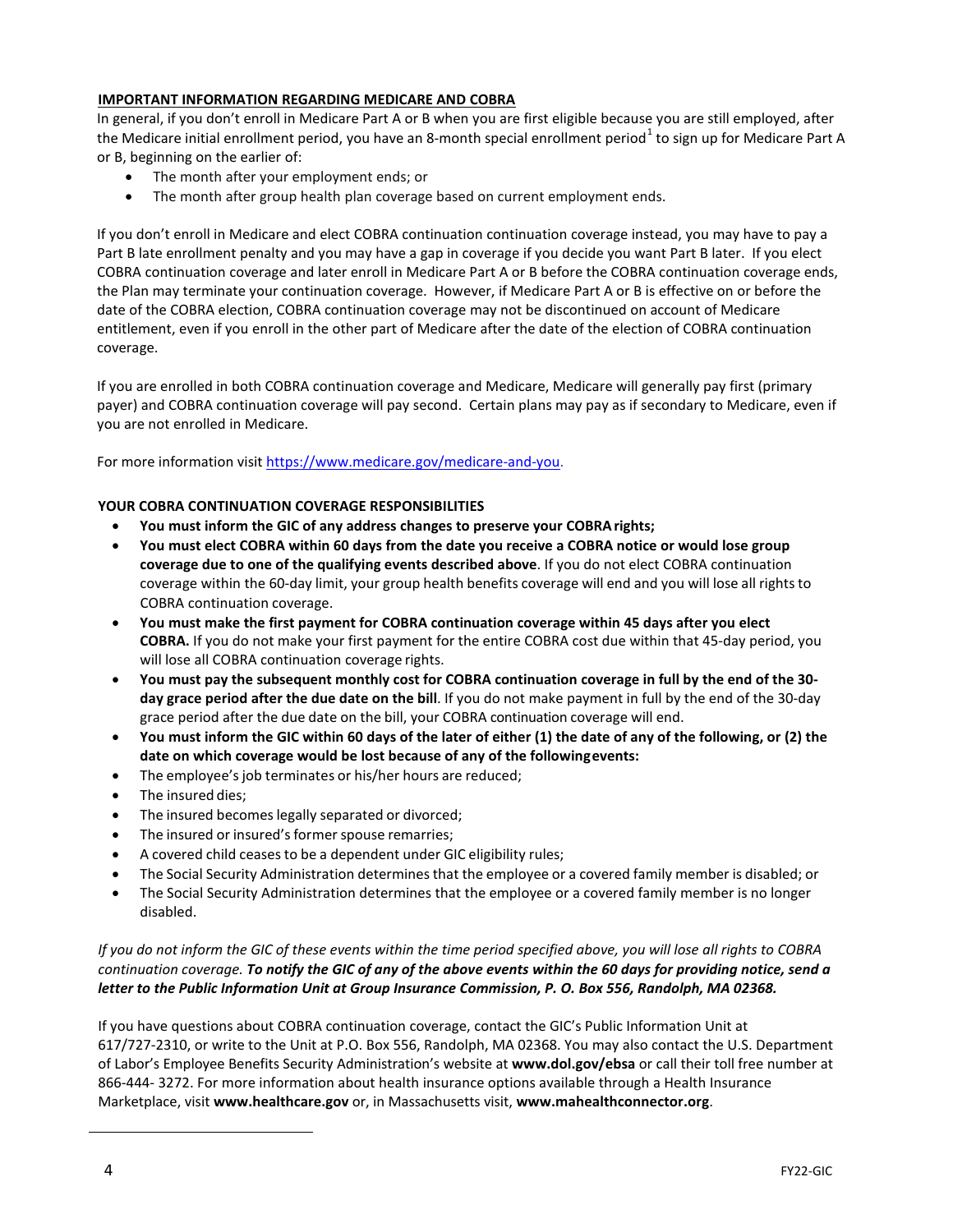**IMPORTANT INFORMATION REGARDING MEDICARE AND COBRA**

In general, if you don't enroll in Medicare Part A or B when you are first eligible because you are still employed, after the Medicare initial enrollment period, you have an 8-month special enrollment period[1] to sign up for Medicare Part A or B, beginning on the earlier of:

- The month after your employment ends; or
- The month after group health plan coverage based on current employment ends.

If you don't enroll in Medicare and elect COBRA continuation continuation coverage instead, you may have to pay a Part B late enrollment penalty and you may have a gap in coverage if you decide you want Part B later. If you elect COBRA continuation coverage and later enroll in Medicare Part A or B before the COBRA continuation coverage ends, the Plan may terminate your continuation coverage. However, if Medicare Part A or B is effective on or before the date of the COBRA election, COBRA continuation coverage may not be discontinued on account of Medicare entitlement, even if you enroll in the other part of Medicare after the date of the election of COBRA continuation coverage.

If you are enrolled in both COBRA continuation coverage and Medicare, Medicare will generally pay first (primary payer) and COBRA continuation coverage will pay second. Certain plans may pay as if secondary to Medicare, even if you are not enrolled in Medicare.

For more information visit https://www.medicare.gov/medicare-and-you.

**YOUR COBRA CONTINUATION COVERAGE RESPONSIBILITIES**

- **You must inform the GIC of any address changes to preserve your COBRA rights;**
- **You must elect COBRA within 60 days from the date you receive a COBRA notice or would lose group coverage due to one of the qualifying events described above**. If you do not elect COBRA continuation coverage within the 60-day limit, your group health benefits coverage will end and you will lose all rights to COBRA continuation coverage.
- **You must make the first payment for COBRA continuation coverage within 45 days after you elect COBRA.** If you do not make your first payment for the entire COBRA cost due within that 45-day period, you will lose all COBRA continuation coverage rights.
- **You must pay the subsequent monthly cost for COBRA continuation coverage in full by the end of the 30-day grace period after the due date on the bill**. If you do not make payment in full by the end of the 30-day grace period after the due date on the bill, your COBRA continuation coverage will end.
- **You must inform the GIC within 60 days of the later of either (1) the date of any of the following, or (2) the date on which coverage would be lost because of any of the following events:**
- The employee's job terminates or his/her hours are reduced;
- The insured dies;
- The insured becomes legally separated or divorced;
- The insured or insured's former spouse remarries;
- A covered child ceases to be a dependent under GIC eligibility rules;
- The Social Security Administration determines that the employee or a covered family member is disabled; or
- The Social Security Administration determines that the employee or a covered family member is no longer disabled.

*If you do not inform the GIC of these events within the time period specified above, you will lose all rights to COBRA continuation coverage.* ***To notify the GIC of any of the above events within the 60 days for providing notice, send a letter to the Public Information Unit at Group Insurance Commission, P. O. Box 556, Randolph, MA 02368.***

If you have questions about COBRA continuation coverage, contact the GIC's Public Information Unit at 617/727-2310, or write to the Unit at P.O. Box 556, Randolph, MA 02368. You may also contact the U.S. Department of Labor's Employee Benefits Security Administration's website at **www.dol.gov/ebsa** or call their toll free number at 866-444- 3272. For more information about health insurance options available through a Health Insurance Marketplace, visit **www.healthcare.gov** or, in Massachusetts visit, **www.mahealthconnector.org**.